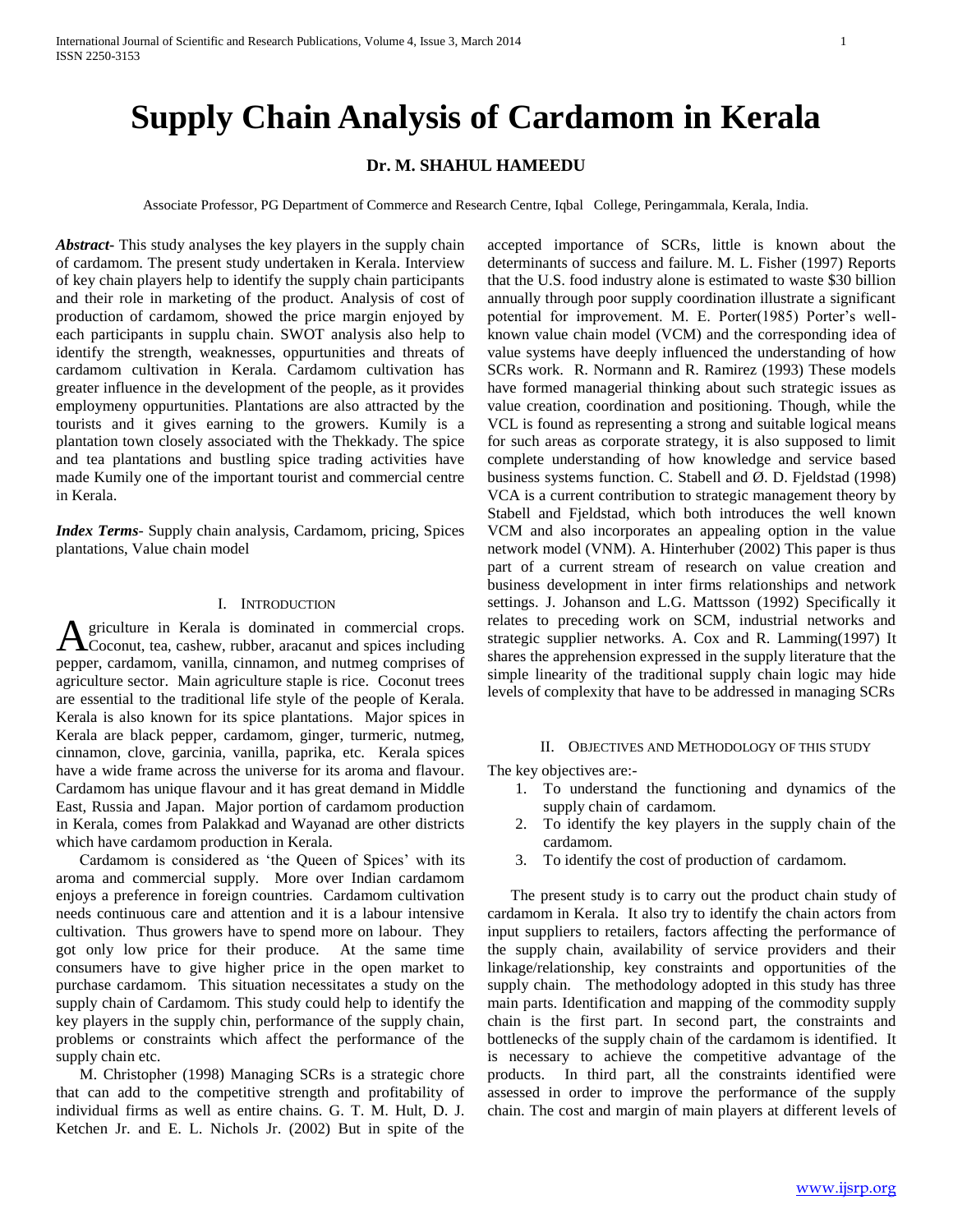# Supply Chain Analysis of Cardamom in Kerala

**Dr. M. SHAHUL HAMEEDU**

Associate Professor, PG Department of Commerce and Research Centre, Iqbal College, Peringammala, Kerala, India.

***Abstract*-** This study analyses the key players in the supply chain of cardamom. The present study undertaken in Kerala. Interview of key chain players help to identify the supply chain participants and their role in marketing of the product. Analysis of cost of production of cardamom, showed the price margin enjoyed by each participants in supplu chain. SWOT analysis also help to identify the strength, weaknesses, oppurtunities and threats of cardamom cultivation in Kerala. Cardamom cultivation has greater influence in the development of the people, as it provides employmeny oppurtunities. Plantations are also attracted by the tourists and it gives earning to the growers. Kumily is a plantation town closely associated with the Thekkady. The spice and tea plantations and bustling spice trading activities have made Kumily one of the important tourist and commercial centre in Kerala.

***Index Terms*-** Supply chain analysis, Cardamom, pricing, Spices plantations, Value chain model

## I. Introduction

Agriculture in Kerala is dominated in commercial crops. Coconut, tea, cashew, rubber, aracanut and spices including pepper, cardamom, vanilla, cinnamon, and nutmeg comprises of agriculture sector. Main agriculture staple is rice. Coconut trees are essential to the traditional life style of the people of Kerala. Kerala is also known for its spice plantations. Major spices in Kerala are black pepper, cardamom, ginger, turmeric, nutmeg, cinnamon, clove, garcinia, vanilla, paprika, etc. Kerala spices have a wide frame across the universe for its aroma and flavour. Cardamom has unique flavour and it has great demand in Middle East, Russia and Japan. Major portion of cardamom production in Kerala, comes from Palakkad and Wayanad are other districts which have cardamom production in Kerala.

Cardamom is considered as 'the Queen of Spices' with its aroma and commercial supply. More over Indian cardamom enjoys a preference in foreign countries. Cardamom cultivation needs continuous care and attention and it is a labour intensive cultivation. Thus growers have to spend more on labour. They got only low price for their produce. At the same time consumers have to give higher price in the open market to purchase cardamom. This situation necessitates a study on the supply chain of Cardamom. This study could help to identify the key players in the supply chin, performance of the supply chain, problems or constraints which affect the performance of the supply chain etc.

M. Christopher (1998) Managing SCRs is a strategic chore that can add to the competitive strength and profitability of individual firms as well as entire chains. G. T. M. Hult, D. J. Ketchen Jr. and E. L. Nichols Jr. (2002) But in spite of the accepted importance of SCRs, little is known about the determinants of success and failure. M. L. Fisher (1997) Reports that the U.S. food industry alone is estimated to waste $30 billion annually through poor supply coordination illustrate a significant potential for improvement. M. E. Porter(1985) Porter's well-known value chain model (VCM) and the corresponding idea of value systems have deeply influenced the understanding of how SCRs work. R. Normann and R. Ramirez (1993) These models have formed managerial thinking about such strategic issues as value creation, coordination and positioning. Though, while the VCL is found as representing a strong and suitable logical means for such areas as corporate strategy, it is also supposed to limit complete understanding of how knowledge and service based business systems function. C. Stabell and Ø. D. Fjeldstad (1998) VCA is a current contribution to strategic management theory by Stabell and Fjeldstad, which both introduces the well known VCM and also incorporates an appealing option in the value network model (VNM). A. Hinterhuber (2002) This paper is thus part of a current stream of research on value creation and business development in inter firms relationships and network settings. J. Johanson and L.G. Mattsson (1992) Specifically it relates to preceding work on SCM, industrial networks and strategic supplier networks. A. Cox and R. Lamming(1997) It shares the apprehension expressed in the supply literature that the simple linearity of the traditional supply chain logic may hide levels of complexity that have to be addressed in managing SCRs

## II. Objectives and Methodology of this Study

The key objectives are:-

1. To understand the functioning and dynamics of the supply chain of cardamom.
2. To identify the key players in the supply chain of the cardamom.
3. To identify the cost of production of cardamom.

The present study is to carry out the product chain study of cardamom in Kerala. It also try to identify the chain actors from input suppliers to retailers, factors affecting the performance of the supply chain, availability of service providers and their linkage/relationship, key constraints and opportunities of the supply chain. The methodology adopted in this study has three main parts. Identification and mapping of the commodity supply chain is the first part. In second part, the constraints and bottlenecks of the supply chain of the cardamom is identified. It is necessary to achieve the competitive advantage of the products. In third part, all the constraints identified were assessed in order to improve the performance of the supply chain. The cost and margin of main players at different levels of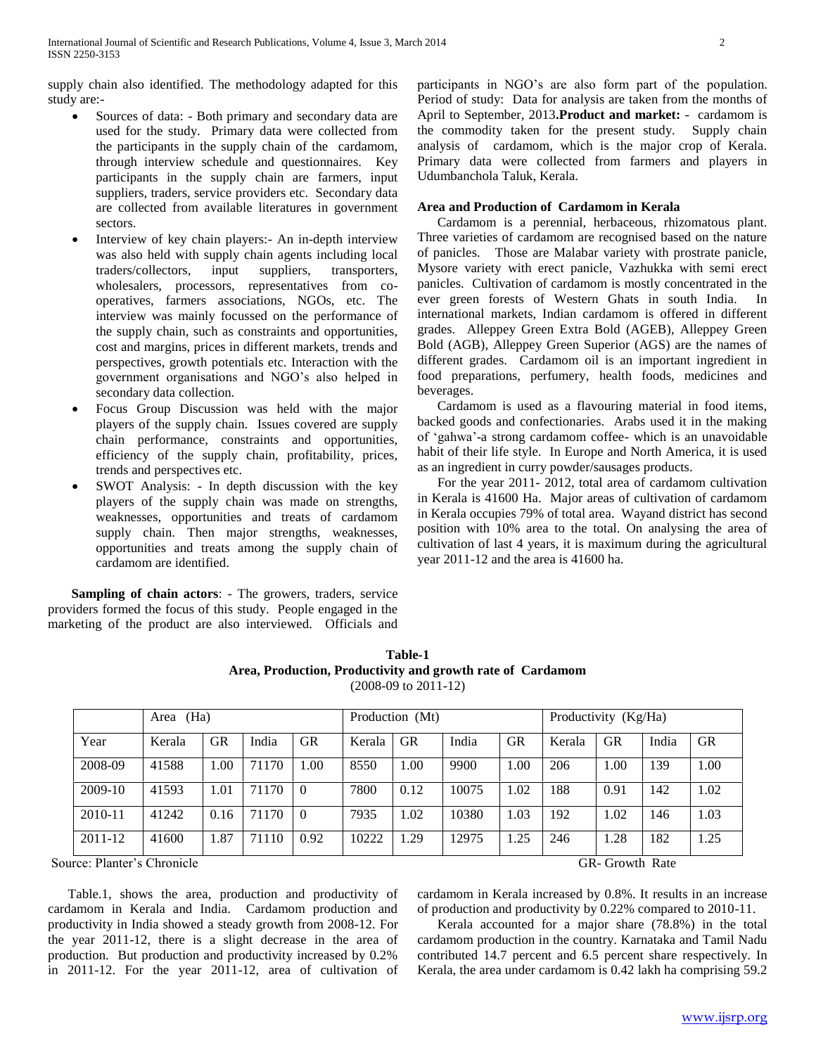supply chain also identified. The methodology adapted for this study are:-

- Sources of data: - Both primary and secondary data are used for the study. Primary data were collected from the participants in the supply chain of the cardamom, through interview schedule and questionnaires. Key participants in the supply chain are farmers, input suppliers, traders, service providers etc. Secondary data are collected from available literatures in government sectors.
- Interview of key chain players:- An in-depth interview was also held with supply chain agents including local traders/collectors, input suppliers, transporters, wholesalers, processors, representatives from co-operatives, farmers associations, NGOs, etc. The interview was mainly focussed on the performance of the supply chain, such as constraints and opportunities, cost and margins, prices in different markets, trends and perspectives, growth potentials etc. Interaction with the government organisations and NGO's also helped in secondary data collection.
- Focus Group Discussion was held with the major players of the supply chain. Issues covered are supply chain performance, constraints and opportunities, efficiency of the supply chain, profitability, prices, trends and perspectives etc.
- SWOT Analysis: - In depth discussion with the key players of the supply chain was made on strengths, weaknesses, opportunities and treats of cardamom supply chain. Then major strengths, weaknesses, opportunities and treats among the supply chain of cardamom are identified.

**Sampling of chain actors**: - The growers, traders, service providers formed the focus of this study. People engaged in the marketing of the product are also interviewed. Officials and participants in NGO's are also form part of the population. Period of study: Data for analysis are taken from the months of April to September, 2013.**Product and market:** - cardamom is the commodity taken for the present study. Supply chain analysis of cardamom, which is the major crop of Kerala. Primary data were collected from farmers and players in Udumbanchola Taluk, Kerala.

### Area and Production of Cardamom in Kerala

Cardamom is a perennial, herbaceous, rhizomatous plant. Three varieties of cardamom are recognised based on the nature of panicles. Those are Malabar variety with prostrate panicle, Mysore variety with erect panicle, Vazhukka with semi erect panicles. Cultivation of cardamom is mostly concentrated in the ever green forests of Western Ghats in south India. In international markets, Indian cardamom is offered in different grades. Alleppey Green Extra Bold (AGEB), Alleppey Green Bold (AGB), Alleppey Green Superior (AGS) are the names of different grades. Cardamom oil is an important ingredient in food preparations, perfumery, health foods, medicines and beverages.

Cardamom is used as a flavouring material in food items, backed goods and confectionaries. Arabs used it in the making of 'gahwa'-a strong cardamom coffee- which is an unavoidable habit of their life style. In Europe and North America, it is used as an ingredient in curry powder/sausages products.

For the year 2011- 2012, total area of cardamom cultivation in Kerala is 41600 Ha. Major areas of cultivation of cardamom in Kerala occupies 79% of total area. Wayand district has second position with 10% area to the total. On analysing the area of cultivation of last 4 years, it is maximum during the agricultural year 2011-12 and the area is 41600 ha.

**Table-1**
**Area, Production, Productivity and growth rate of Cardamom**
(2008-09 to 2011-12)

| | Area (Ha) | | | | Production (Mt) | | | | Productivity (Kg/Ha) | | | |
|---|---|---|---|---|---|---|---|---|---|---|---|---|
| Year | Kerala | GR | India | GR | Kerala | GR | India | GR | Kerala | GR | India | GR |
| 2008-09 | 41588 | 1.00 | 71170 | 1.00 | 8550 | 1.00 | 9900 | 1.00 | 206 | 1.00 | 139 | 1.00 |
| 2009-10 | 41593 | 1.01 | 71170 | 0 | 7800 | 0.12 | 10075 | 1.02 | 188 | 0.91 | 142 | 1.02 |
| 2010-11 | 41242 | 0.16 | 71170 | 0 | 7935 | 1.02 | 10380 | 1.03 | 192 | 1.02 | 146 | 1.03 |
| 2011-12 | 41600 | 1.87 | 71110 | 0.92 | 10222 | 1.29 | 12975 | 1.25 | 246 | 1.28 | 182 | 1.25 |

Source: Planter's Chronicle GR- Growth Rate

Table.1, shows the area, production and productivity of cardamom in Kerala and India. Cardamom production and productivity in India showed a steady growth from 2008-12. For the year 2011-12, there is a slight decrease in the area of production. But production and productivity increased by 0.2% in 2011-12. For the year 2011-12, area of cultivation of cardamom in Kerala increased by 0.8%. It results in an increase of production and productivity by 0.22% compared to 2010-11.

Kerala accounted for a major share (78.8%) in the total cardamom production in the country. Karnataka and Tamil Nadu contributed 14.7 percent and 6.5 percent share respectively. In Kerala, the area under cardamom is 0.42 lakh ha comprising 59.2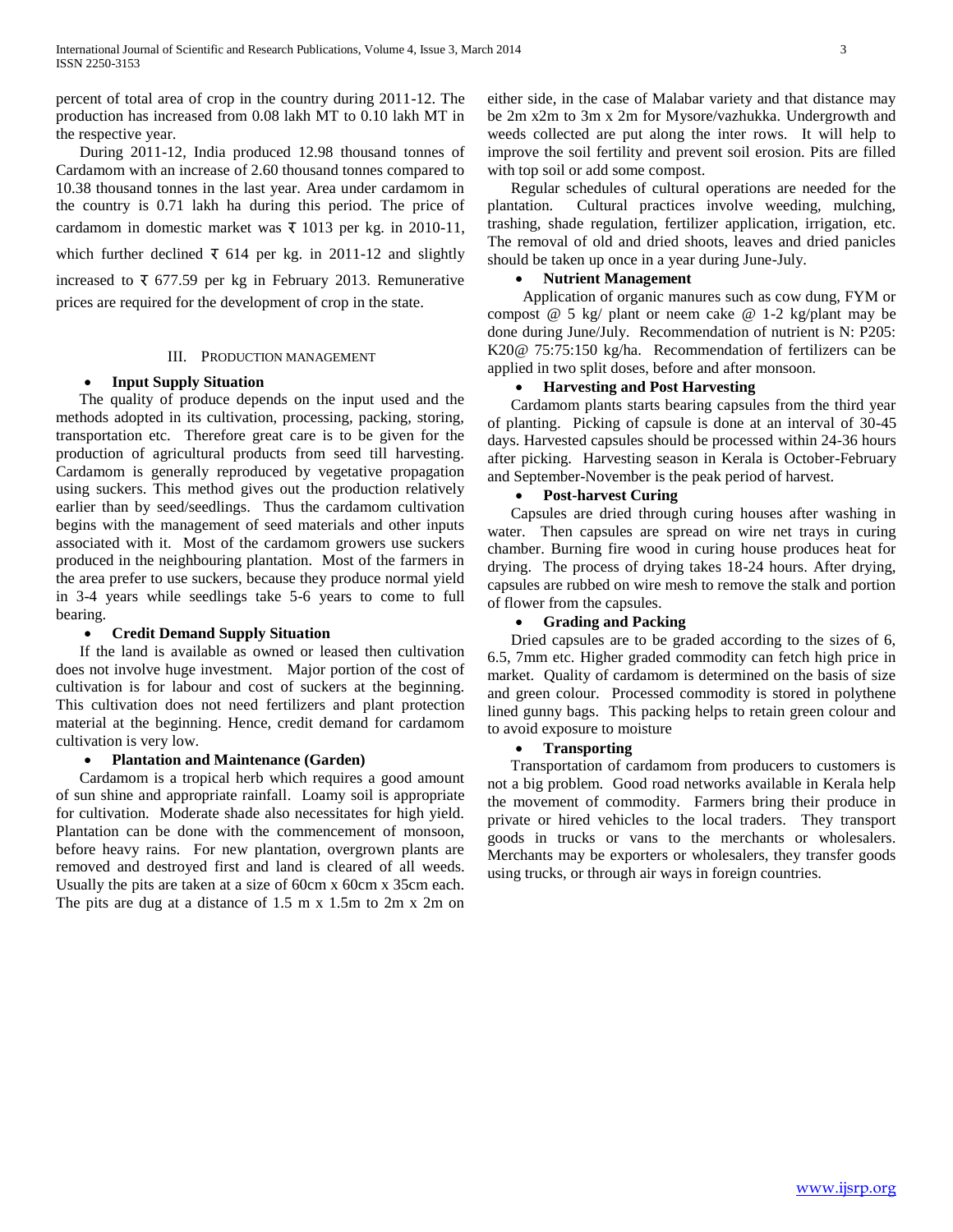percent of total area of crop in the country during 2011-12. The production has increased from 0.08 lakh MT to 0.10 lakh MT in the respective year.

During 2011-12, India produced 12.98 thousand tonnes of Cardamom with an increase of 2.60 thousand tonnes compared to 10.38 thousand tonnes in the last year. Area under cardamom in the country is 0.71 lakh ha during this period. The price of cardamom in domestic market was ₹ 1013 per kg. in 2010-11, which further declined ₹ 614 per kg. in 2011-12 and slightly increased to ₹ 677.59 per kg in February 2013. Remunerative prices are required for the development of crop in the state.

## III. Production Management

- **Input Supply Situation**

The quality of produce depends on the input used and the methods adopted in its cultivation, processing, packing, storing, transportation etc. Therefore great care is to be given for the production of agricultural products from seed till harvesting. Cardamom is generally reproduced by vegetative propagation using suckers. This method gives out the production relatively earlier than by seed/seedlings. Thus the cardamom cultivation begins with the management of seed materials and other inputs associated with it. Most of the cardamom growers use suckers produced in the neighbouring plantation. Most of the farmers in the area prefer to use suckers, because they produce normal yield in 3-4 years while seedlings take 5-6 years to come to full bearing.

- **Credit Demand Supply Situation**

If the land is available as owned or leased then cultivation does not involve huge investment. Major portion of the cost of cultivation is for labour and cost of suckers at the beginning. This cultivation does not need fertilizers and plant protection material at the beginning. Hence, credit demand for cardamom cultivation is very low.

- **Plantation and Maintenance (Garden)**

Cardamom is a tropical herb which requires a good amount of sun shine and appropriate rainfall. Loamy soil is appropriate for cultivation. Moderate shade also necessitates for high yield. Plantation can be done with the commencement of monsoon, before heavy rains. For new plantation, overgrown plants are removed and destroyed first and land is cleared of all weeds. Usually the pits are taken at a size of 60cm x 60cm x 35cm each. The pits are dug at a distance of 1.5 m x 1.5m to 2m x 2m on either side, in the case of Malabar variety and that distance may be 2m x2m to 3m x 2m for Mysore/vazhukka. Undergrowth and weeds collected are put along the inter rows. It will help to improve the soil fertility and prevent soil erosion. Pits are filled with top soil or add some compost.

Regular schedules of cultural operations are needed for the plantation. Cultural practices involve weeding, mulching, trashing, shade regulation, fertilizer application, irrigation, etc. The removal of old and dried shoots, leaves and dried panicles should be taken up once in a year during June-July.

- **Nutrient Management**

Application of organic manures such as cow dung, FYM or compost @ 5 kg/ plant or neem cake @ 1-2 kg/plant may be done during June/July. Recommendation of nutrient is N: P205: K20@ 75:75:150 kg/ha. Recommendation of fertilizers can be applied in two split doses, before and after monsoon.

- **Harvesting and Post Harvesting**

Cardamom plants starts bearing capsules from the third year of planting. Picking of capsule is done at an interval of 30-45 days. Harvested capsules should be processed within 24-36 hours after picking. Harvesting season in Kerala is October-February and September-November is the peak period of harvest.

- **Post-harvest Curing**

Capsules are dried through curing houses after washing in water. Then capsules are spread on wire net trays in curing chamber. Burning fire wood in curing house produces heat for drying. The process of drying takes 18-24 hours. After drying, capsules are rubbed on wire mesh to remove the stalk and portion of flower from the capsules.

- **Grading and Packing**

Dried capsules are to be graded according to the sizes of 6, 6.5, 7mm etc. Higher graded commodity can fetch high price in market. Quality of cardamom is determined on the basis of size and green colour. Processed commodity is stored in polythene lined gunny bags. This packing helps to retain green colour and to avoid exposure to moisture

- **Transporting**

Transportation of cardamom from producers to customers is not a big problem. Good road networks available in Kerala help the movement of commodity. Farmers bring their produce in private or hired vehicles to the local traders. They transport goods in trucks or vans to the merchants or wholesalers. Merchants may be exporters or wholesalers, they transfer goods using trucks, or through air ways in foreign countries.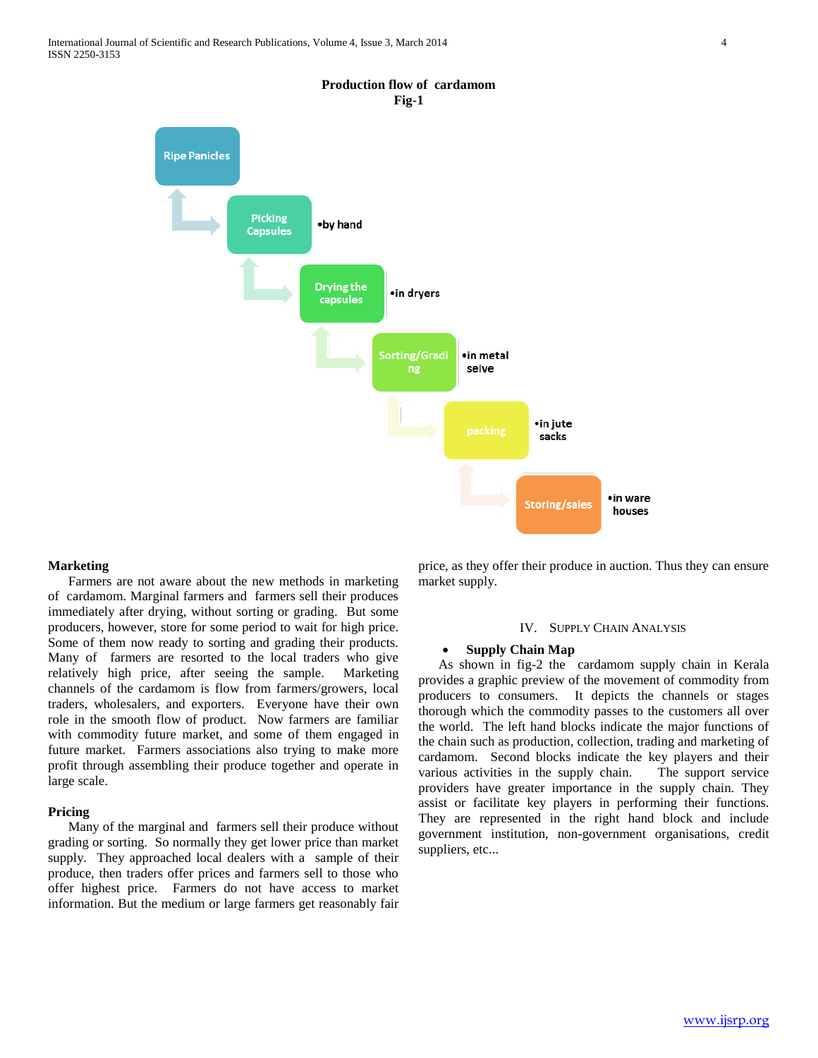**Production flow of cardamom**
**Fig-1**

Ripe Panicles → Picking Capsules (•by hand) → Drying the capsules (•in dryers) → Sorting/Grading (•in metal seive) → packing (•in jute sacks) → Storing/sales (•in ware houses)

## Marketing

Farmers are not aware about the new methods in marketing of cardamom. Marginal farmers and farmers sell their produces immediately after drying, without sorting or grading. But some producers, however, store for some period to wait for high price. Some of them now ready to sorting and grading their products. Many of farmers are resorted to the local traders who give relatively high price, after seeing the sample. Marketing channels of the cardamom is flow from farmers/growers, local traders, wholesalers, and exporters. Everyone have their own role in the smooth flow of product. Now farmers are familiar with commodity future market, and some of them engaged in future market. Farmers associations also trying to make more profit through assembling their produce together and operate in large scale.

## Pricing

Many of the marginal and farmers sell their produce without grading or sorting. So normally they get lower price than market supply. They approached local dealers with a sample of their produce, then traders offer prices and farmers sell to those who offer highest price. Farmers do not have access to market information. But the medium or large farmers get reasonably fair price, as they offer their produce in auction. Thus they can ensure market supply.

# IV. Supply Chain Analysis

- **Supply Chain Map**

As shown in fig-2 the cardamom supply chain in Kerala provides a graphic preview of the movement of commodity from producers to consumers. It depicts the channels or stages thorough which the commodity passes to the customers all over the world. The left hand blocks indicate the major functions of the chain such as production, collection, trading and marketing of cardamom. Second blocks indicate the key players and their various activities in the supply chain. The support service providers have greater importance in the supply chain. They assist or facilitate key players in performing their functions. They are represented in the right hand block and include government institution, non-government organisations, credit suppliers, etc...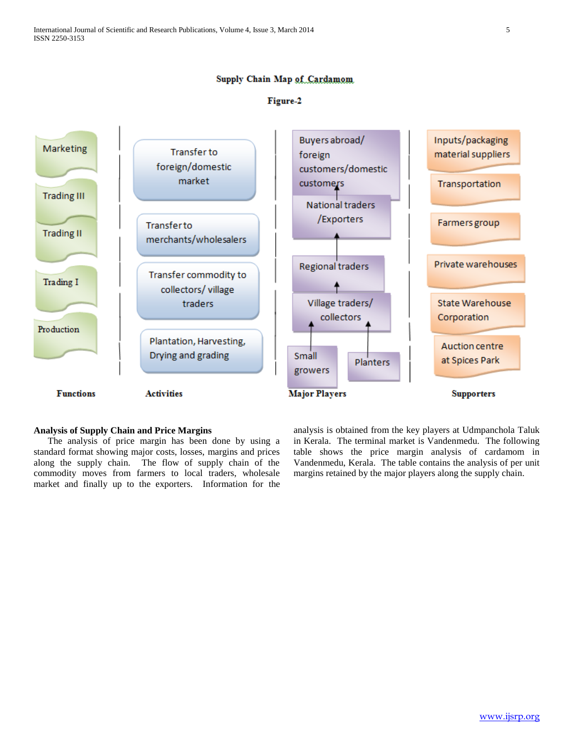**Supply Chain Map of Cardamom**

**Figure-2**

| Functions | Activities | Major Players | Supporters |
|---|---|---|---|
| Marketing | Transfer to foreign/domestic market | Buyers abroad/ foreign customers/domestic customers | Inputs/packaging material suppliers |
| Trading III | | National traders /Exporters | Transportation |
| Trading II | Transfer to merchants/wholesalers | | Farmers group |
| | | Regional traders | Private warehouses |
| Trading I | Transfer commodity to collectors/ village traders | Village traders/ collectors | State Warehouse Corporation |
| Production | Plantation, Harvesting, Drying and grading | Small growers; Planters | Auction centre at Spices Park |

## Analysis of Supply Chain and Price Margins

The analysis of price margin has been done by using a standard format showing major costs, losses, margins and prices along the supply chain. The flow of supply chain of the commodity moves from farmers to local traders, wholesale market and finally up to the exporters. Information for the analysis is obtained from the key players at Udmpanchola Taluk in Kerala. The terminal market is Vandenmedu. The following table shows the price margin analysis of cardamom in Vandenmedu, Kerala. The table contains the analysis of per unit margins retained by the major players along the supply chain.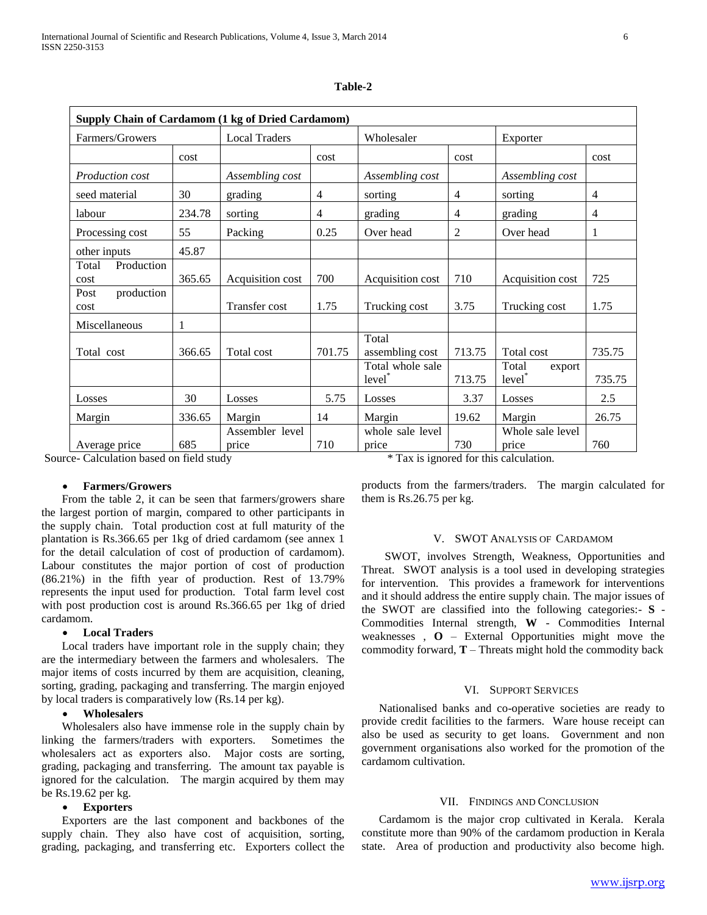**Table-2**

| Supply Chain of Cardamom (1 kg of Dried Cardamom) | | | | | | | |
|---|---|---|---|---|---|---|---|
| Farmers/Growers | | Local Traders | | Wholesaler | | Exporter | |
| | cost | | cost | | cost | | cost |
| *Production cost* | | *Assembling cost* | | *Assembling cost* | | *Assembling cost* | |
| seed material | 30 | grading | 4 | sorting | 4 | sorting | 4 |
| labour | 234.78 | sorting | 4 | grading | 4 | grading | 4 |
| Processing cost | 55 | Packing | 0.25 | Over head | 2 | Over head | 1 |
| other inputs | 45.87 | | | | | | |
| Total Production cost | 365.65 | Acquisition cost | 700 | Acquisition cost | 710 | Acquisition cost | 725 |
| Post production cost | | Transfer cost | 1.75 | Trucking cost | 3.75 | Trucking cost | 1.75 |
| Miscellaneous | 1 | | | | | | |
| Total cost | 366.65 | Total cost | 701.75 | Total assembling cost | 713.75 | Total cost | 735.75 |
| | | | | Total whole sale level* | 713.75 | Total export level* | 735.75 |
| Losses | 30 | Losses | 5.75 | Losses | 3.37 | Losses | 2.5 |
| Margin | 336.65 | Margin | 14 | Margin | 19.62 | Margin | 26.75 |
| Average price | 685 | Assembler level price | 710 | whole sale level price | 730 | Whole sale level price | 760 |

Source- Calculation based on field study

\* Tax is ignored for this calculation.

- **Farmers/Growers**

From the table 2, it can be seen that farmers/growers share the largest portion of margin, compared to other participants in the supply chain. Total production cost at full maturity of the plantation is Rs.366.65 per 1kg of dried cardamom (see annex 1 for the detail calculation of cost of production of cardamom). Labour constitutes the major portion of cost of production (86.21%) in the fifth year of production. Rest of 13.79% represents the input used for production. Total farm level cost with post production cost is around Rs.366.65 per 1kg of dried cardamom.

- **Local Traders**

Local traders have important role in the supply chain; they are the intermediary between the farmers and wholesalers. The major items of costs incurred by them are acquisition, cleaning, sorting, grading, packaging and transferring. The margin enjoyed by local traders is comparatively low (Rs.14 per kg).

- **Wholesalers**

Wholesalers also have immense role in the supply chain by linking the farmers/traders with exporters. Sometimes the wholesalers act as exporters also. Major costs are sorting, grading, packaging and transferring. The amount tax payable is ignored for the calculation. The margin acquired by them may be Rs.19.62 per kg.

- **Exporters**

Exporters are the last component and backbones of the supply chain. They also have cost of acquisition, sorting, grading, packaging, and transferring etc. Exporters collect the products from the farmers/traders. The margin calculated for them is Rs.26.75 per kg.

## V. SWOT Analysis of Cardamom

SWOT, involves Strength, Weakness, Opportunities and Threat. SWOT analysis is a tool used in developing strategies for intervention. This provides a framework for interventions and it should address the entire supply chain. The major issues of the SWOT are classified into the following categories:- **S** - Commodities Internal strength, **W** - Commodities Internal weaknesses , **O** – External Opportunities might move the commodity forward, **T** – Threats might hold the commodity back

## VI. Support Services

Nationalised banks and co-operative societies are ready to provide credit facilities to the farmers. Ware house receipt can also be used as security to get loans. Government and non government organisations also worked for the promotion of the cardamom cultivation.

## VII. Findings and Conclusion

Cardamom is the major crop cultivated in Kerala. Kerala constitute more than 90% of the cardamom production in Kerala state. Area of production and productivity also become high.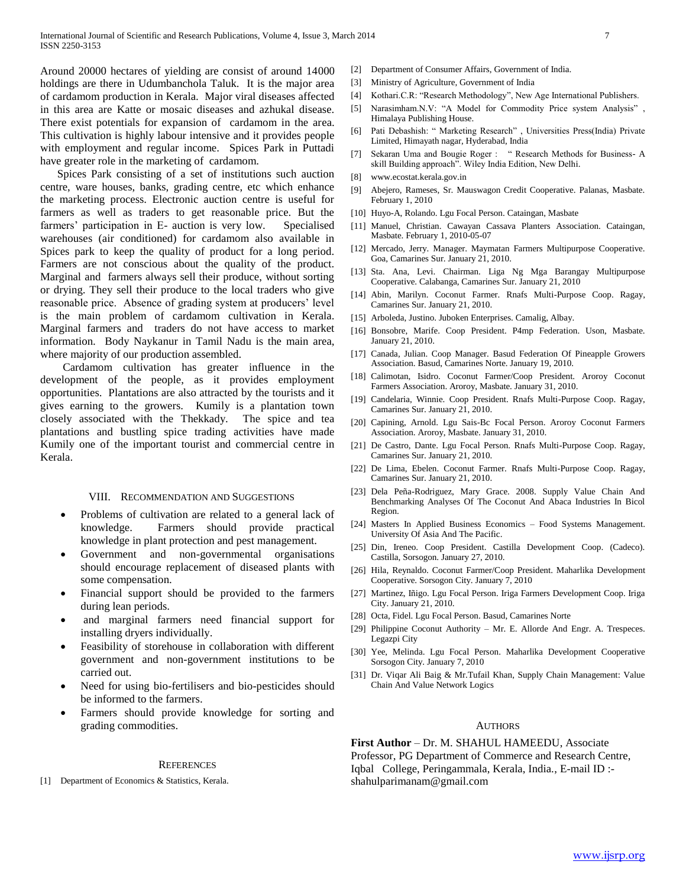Around 20000 hectares of yielding are consist of around 14000 holdings are there in Udumbanchola Taluk. It is the major area of cardamom production in Kerala. Major viral diseases affected in this area are Katte or mosaic diseases and azhukal disease. There exist potentials for expansion of cardamom in the area. This cultivation is highly labour intensive and it provides people with employment and regular income. Spices Park in Puttadi have greater role in the marketing of cardamom.

Spices Park consisting of a set of institutions such auction centre, ware houses, banks, grading centre, etc which enhance the marketing process. Electronic auction centre is useful for farmers as well as traders to get reasonable price. But the farmers' participation in E- auction is very low. Specialised warehouses (air conditioned) for cardamom also available in Spices park to keep the quality of product for a long period. Farmers are not conscious about the quality of the product. Marginal and farmers always sell their produce, without sorting or drying. They sell their produce to the local traders who give reasonable price. Absence of grading system at producers' level is the main problem of cardamom cultivation in Kerala. Marginal farmers and traders do not have access to market information. Body Naykanur in Tamil Nadu is the main area, where majority of our production assembled.

Cardamom cultivation has greater influence in the development of the people, as it provides employment opportunities. Plantations are also attracted by the tourists and it gives earning to the growers. Kumily is a plantation town closely associated with the Thekkady. The spice and tea plantations and bustling spice trading activities have made Kumily one of the important tourist and commercial centre in Kerala.

## VIII. Recommendation and Suggestions

- Problems of cultivation are related to a general lack of knowledge. Farmers should provide practical knowledge in plant protection and pest management.
- Government and non-governmental organisations should encourage replacement of diseased plants with some compensation.
- Financial support should be provided to the farmers during lean periods.
- and marginal farmers need financial support for installing dryers individually.
- Feasibility of storehouse in collaboration with different government and non-government institutions to be carried out.
- Need for using bio-fertilisers and bio-pesticides should be informed to the farmers.
- Farmers should provide knowledge for sorting and grading commodities.

## References

[1] Department of Economics & Statistics, Kerala.

[2] Department of Consumer Affairs, Government of India.

[3] Ministry of Agriculture, Government of India

[4] Kothari.C.R: "Research Methodology", New Age International Publishers.

[5] Narasimham.N.V: "A Model for Commodity Price system Analysis" , Himalaya Publishing House.

[6] Pati Debashish: " Marketing Research" , Universities Press(India) Private Limited, Himayath nagar, Hyderabad, India

[7] Sekaran Uma and Bougie Roger : " Research Methods for Business- A skill Building approach". Wiley India Edition, New Delhi.

[8] www.ecostat.kerala.gov.in

[9] Abejero, Rameses, Sr. Mauswagon Credit Cooperative. Palanas, Masbate. February 1, 2010

[10] Huyo-A, Rolando. Lgu Focal Person. Cataingan, Masbate

[11] Manuel, Christian. Cawayan Cassava Planters Association. Cataingan, Masbate. February 1, 2010-05-07

[12] Mercado, Jerry. Manager. Maymatan Farmers Multipurpose Cooperative. Goa, Camarines Sur. January 21, 2010.

[13] Sta. Ana, Levi. Chairman. Liga Ng Mga Barangay Multipurpose Cooperative. Calabanga, Camarines Sur. January 21, 2010

[14] Abin, Marilyn. Coconut Farmer. Rnafs Multi-Purpose Coop. Ragay, Camarines Sur. January 21, 2010.

[15] Arboleda, Justino. Juboken Enterprises. Camalig, Albay.

[16] Bonsobre, Marife. Coop President. P4mp Federation. Uson, Masbate. January 21, 2010.

[17] Canada, Julian. Coop Manager. Basud Federation Of Pineapple Growers Association. Basud, Camarines Norte. January 19, 2010.

[18] Calimotan, Isidro. Coconut Farmer/Coop President. Aroroy Coconut Farmers Association. Aroroy, Masbate. January 31, 2010.

[19] Candelaria, Winnie. Coop President. Rnafs Multi-Purpose Coop. Ragay, Camarines Sur. January 21, 2010.

[20] Capining, Arnold. Lgu Sais-Bc Focal Person. Aroroy Coconut Farmers Association. Aroroy, Masbate. January 31, 2010.

[21] De Castro, Dante. Lgu Focal Person. Rnafs Multi-Purpose Coop. Ragay, Camarines Sur. January 21, 2010.

[22] De Lima, Ebelen. Coconut Farmer. Rnafs Multi-Purpose Coop. Ragay, Camarines Sur. January 21, 2010.

[23] Dela Peña-Rodriguez, Mary Grace. 2008. Supply Value Chain And Benchmarking Analyses Of The Coconut And Abaca Industries In Bicol Region.

[24] Masters In Applied Business Economics – Food Systems Management. University Of Asia And The Pacific.

[25] Din, Ireneo. Coop President. Castilla Development Coop. (Cadeco). Castilla, Sorsogon. January 27, 2010.

[26] Hila, Reynaldo. Coconut Farmer/Coop President. Maharlika Development Cooperative. Sorsogon City. January 7, 2010

[27] Martinez, Iñigo. Lgu Focal Person. Iriga Farmers Development Coop. Iriga City. January 21, 2010.

[28] Octa, Fidel. Lgu Focal Person. Basud, Camarines Norte

[29] Philippine Coconut Authority – Mr. E. Allorde And Engr. A. Trespeces. Legazpi City

[30] Yee, Melinda. Lgu Focal Person. Maharlika Development Cooperative Sorsogon City. January 7, 2010

[31] Dr. Viqar Ali Baig & Mr.Tufail Khan, Supply Chain Management: Value Chain And Value Network Logics

## Authors

**First Author** – Dr. M. SHAHUL HAMEEDU, Associate Professor, PG Department of Commerce and Research Centre, Iqbal College, Peringammala, Kerala, India., E-mail ID :- shahulparimanam@gmail.com